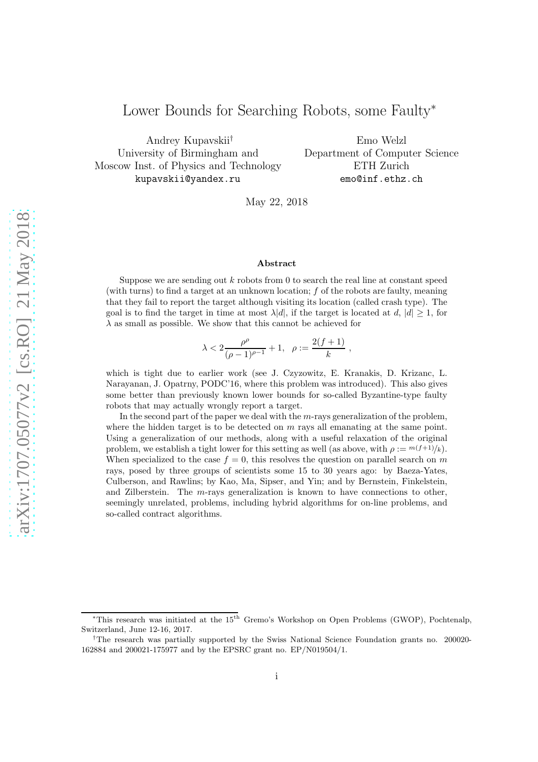# Lower Bounds for Searching Robots, some Faulty*

Andrey Kupavskii[†]
University of Birmingham and
Moscow Inst. of Physics and Technology
kupavskii@yandex.ru

Emo Welzl
Department of Computer Science
ETH Zurich
emo@inf.ethz.ch

May 22, 2018

## Abstract

Suppose we are sending out $k$ robots from 0 to search the real line at constant speed (with turns) to find a target at an unknown location; $f$ of the robots are faulty, meaning that they fail to report the target although visiting its location (called crash type). The goal is to find the target in time at most $\lambda|d|$, if the target is located at $d$, $|d| \geq 1$, for $\lambda$ as small as possible. We show that this cannot be achieved for

$$\lambda < 2\frac{\rho^\rho}{(\rho-1)^{\rho-1}} + 1, \quad \rho := \frac{2(f+1)}{k} ,$$

which is tight due to earlier work (see J. Czyzowitz, E. Kranakis, D. Krizanc, L. Narayanan, J. Opatrny, PODC'16, where this problem was introduced). This also gives some better than previously known lower bounds for so-called Byzantine-type faulty robots that may actually wrongly report a target.

In the second part of the paper we deal with the $m$-rays generalization of the problem, where the hidden target is to be detected on $m$ rays all emanating at the same point. Using a generalization of our methods, along with a useful relaxation of the original problem, we establish a tight lower for this setting as well (as above, with $\rho := m(f+1)/k$). When specialized to the case $f = 0$, this resolves the question on parallel search on $m$ rays, posed by three groups of scientists some 15 to 30 years ago: by Baeza-Yates, Culberson, and Rawlins; by Kao, Ma, Sipser, and Yin; and by Bernstein, Finkelstein, and Zilberstein. The $m$-rays generalization is known to have connections to other, seemingly unrelated, problems, including hybrid algorithms for on-line problems, and so-called contract algorithms.

---

*This research was initiated at the 15[th] Gremo's Workshop on Open Problems (GWOP), Pochtenalp, Switzerland, June 12-16, 2017.

[†]The research was partially supported by the Swiss National Science Foundation grants no. 200020-162884 and 200021-175977 and by the EPSRC grant no. EP/N019504/1.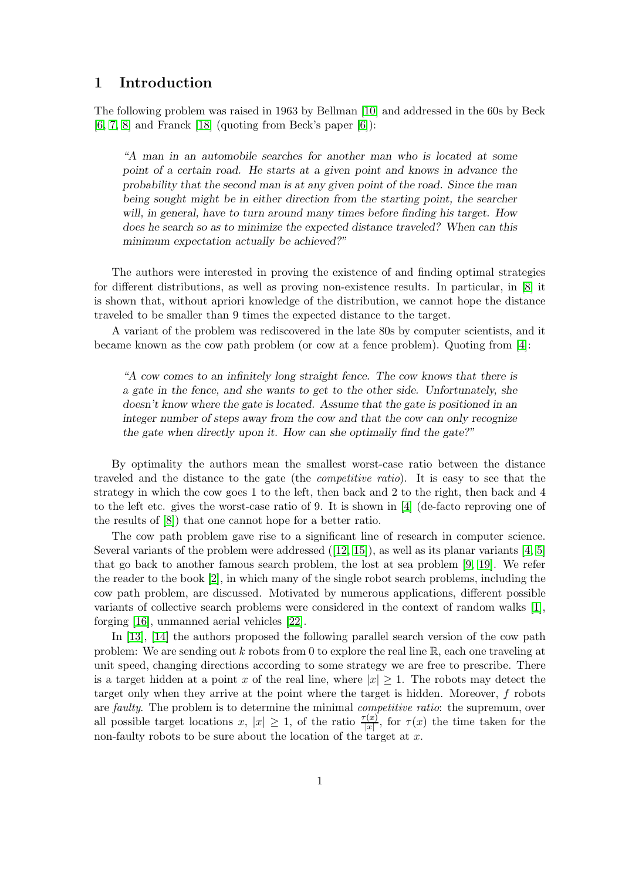# 1 Introduction

The following problem was raised in 1963 by Bellman [10] and addressed in the 60s by Beck [6, 7, 8] and Franck [18] (quoting from Beck's paper [6]):

> *"A man in an automobile searches for another man who is located at some point of a certain road. He starts at a given point and knows in advance the probability that the second man is at any given point of the road. Since the man being sought might be in either direction from the starting point, the searcher will, in general, have to turn around many times before finding his target. How does he search so as to minimize the expected distance traveled? When can this minimum expectation actually be achieved?"*

The authors were interested in proving the existence of and finding optimal strategies for different distributions, as well as proving non-existence results. In particular, in [8] it is shown that, without apriori knowledge of the distribution, we cannot hope the distance traveled to be smaller than 9 times the expected distance to the target.

A variant of the problem was rediscovered in the late 80s by computer scientists, and it became known as the cow path problem (or cow at a fence problem). Quoting from [4]:

> *"A cow comes to an infinitely long straight fence. The cow knows that there is a gate in the fence, and she wants to get to the other side. Unfortunately, she doesn't know where the gate is located. Assume that the gate is positioned in an integer number of steps away from the cow and that the cow can only recognize the gate when directly upon it. How can she optimally find the gate?"*

By optimality the authors mean the smallest worst-case ratio between the distance traveled and the distance to the gate (the *competitive ratio*). It is easy to see that the strategy in which the cow goes 1 to the left, then back and 2 to the right, then back and 4 to the left etc. gives the worst-case ratio of 9. It is shown in [4] (de-facto reproving one of the results of [8]) that one cannot hope for a better ratio.

The cow path problem gave rise to a significant line of research in computer science. Several variants of the problem were addressed ([12, 15]), as well as its planar variants [4, 5] that go back to another famous search problem, the lost at sea problem [9, 19]. We refer the reader to the book [2], in which many of the single robot search problems, including the cow path problem, are discussed. Motivated by numerous applications, different possible variants of collective search problems were considered in the context of random walks [1], forging [16], unmanned aerial vehicles [22].

In [13], [14] the authors proposed the following parallel search version of the cow path problem: We are sending out $k$ robots from 0 to explore the real line $\mathbb{R}$, each one traveling at unit speed, changing directions according to some strategy we are free to prescribe. There is a target hidden at a point $x$ of the real line, where $|x| \geq 1$. The robots may detect the target only when they arrive at the point where the target is hidden. Moreover, $f$ robots are *faulty*. The problem is to determine the minimal *competitive ratio*: the supremum, over all possible target locations $x$, $|x| \geq 1$, of the ratio $\frac{\tau(x)}{|x|}$, for $\tau(x)$ the time taken for the non-faulty robots to be sure about the location of the target at $x$.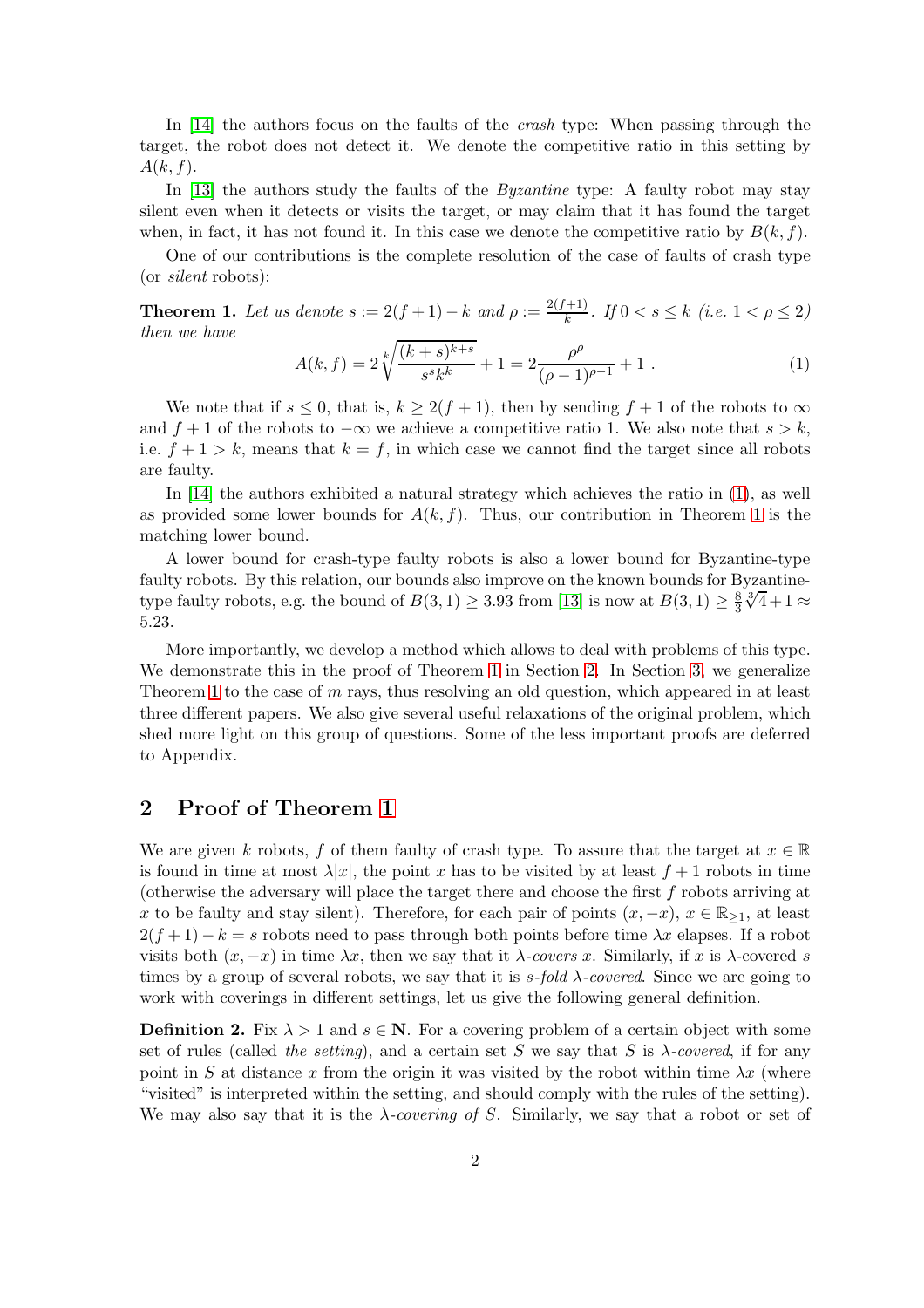In [14] the authors focus on the faults of the *crash* type: When passing through the target, the robot does not detect it. We denote the competitive ratio in this setting by $A(k, f)$.

In [13] the authors study the faults of the *Byzantine* type: A faulty robot may stay silent even when it detects or visits the target, or may claim that it has found the target when, in fact, it has not found it. In this case we denote the competitive ratio by $B(k, f)$.

One of our contributions is the complete resolution of the case of faults of crash type (or *silent* robots):

**Theorem 1.** *Let us denote $s := 2(f + 1) - k$ and $\rho := \frac{2(f+1)}{k}$. If $0 < s \leq k$ (i.e. $1 < \rho \leq 2$) then we have*

$$A(k, f) = 2\sqrt[k]{\frac{(k + s)^{k+s}}{s^s k^k}} + 1 = 2\frac{\rho^\rho}{(\rho - 1)^{\rho-1}} + 1 \; . \tag{1}$$

We note that if $s \leq 0$, that is, $k \geq 2(f + 1)$, then by sending $f + 1$ of the robots to $\infty$ and $f + 1$ of the robots to $-\infty$ we achieve a competitive ratio 1. We also note that $s > k$, i.e. $f + 1 > k$, means that $k = f$, in which case we cannot find the target since all robots are faulty.

In [14] the authors exhibited a natural strategy which achieves the ratio in (1), as well as provided some lower bounds for $A(k, f)$. Thus, our contribution in Theorem 1 is the matching lower bound.

A lower bound for crash-type faulty robots is also a lower bound for Byzantine-type faulty robots. By this relation, our bounds also improve on the known bounds for Byzantine-type faulty robots, e.g. the bound of $B(3, 1) \geq 3.93$ from [13] is now at $B(3, 1) \geq \frac{8}{3}\sqrt[3]{4}+1 \approx 5.23$.

More importantly, we develop a method which allows to deal with problems of this type. We demonstrate this in the proof of Theorem 1 in Section 2. In Section 3, we generalize Theorem 1 to the case of $m$ rays, thus resolving an old question, which appeared in at least three different papers. We also give several useful relaxations of the original problem, which shed more light on this group of questions. Some of the less important proofs are deferred to Appendix.

## 2 Proof of Theorem 1

We are given $k$ robots, $f$ of them faulty of crash type. To assure that the target at $x \in \mathbb{R}$ is found in time at most $\lambda|x|$, the point $x$ has to be visited by at least $f + 1$ robots in time (otherwise the adversary will place the target there and choose the first $f$ robots arriving at $x$ to be faulty and stay silent). Therefore, for each pair of points $(x, -x)$, $x \in \mathbb{R}_{\geq 1}$, at least $2(f + 1) - k = s$ robots need to pass through both points before time $\lambda x$ elapses. If a robot visits both $(x, -x)$ in time $\lambda x$, then we say that it *$\lambda$-covers* $x$. Similarly, if $x$ is $\lambda$-covered $s$ times by a group of several robots, we say that it is *$s$-fold $\lambda$-covered*. Since we are going to work with coverings in different settings, let us give the following general definition.

**Definition 2.** Fix $\lambda > 1$ and $s \in \mathbf{N}$. For a covering problem of a certain object with some set of rules (called *the setting*), and a certain set $S$ we say that $S$ is *$\lambda$-covered*, if for any point in $S$ at distance $x$ from the origin it was visited by the robot within time $\lambda x$ (where "visited" is interpreted within the setting, and should comply with the rules of the setting). We may also say that it is the *$\lambda$-covering of $S$*. Similarly, we say that a robot or set of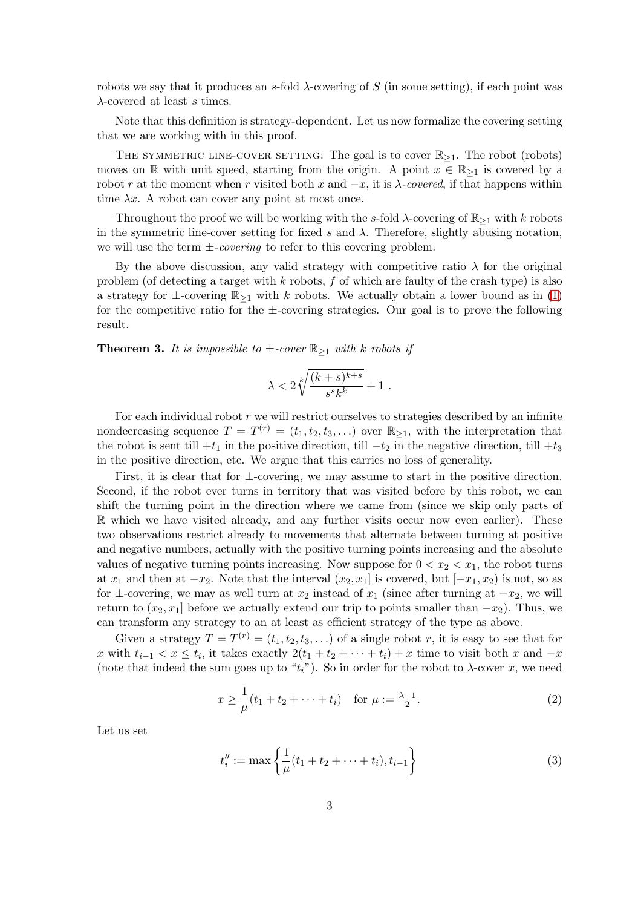robots we say that it produces an $s$-fold $\lambda$-covering of $S$ (in some setting), if each point was $\lambda$-covered at least $s$ times.

Note that this definition is strategy-dependent. Let us now formalize the covering setting that we are working with in this proof.

THE SYMMETRIC LINE-COVER SETTING: The goal is to cover $\mathbb{R}_{\geq 1}$. The robot (robots) moves on $\mathbb{R}$ with unit speed, starting from the origin. A point $x \in \mathbb{R}_{\geq 1}$ is covered by a robot $r$ at the moment when $r$ visited both $x$ and $-x$, it is *$\lambda$-covered*, if that happens within time $\lambda x$. A robot can cover any point at most once.

Throughout the proof we will be working with the $s$-fold $\lambda$-covering of $\mathbb{R}_{\geq 1}$ with $k$ robots in the symmetric line-cover setting for fixed $s$ and $\lambda$. Therefore, slightly abusing notation, we will use the term *$\pm$-covering* to refer to this covering problem.

By the above discussion, any valid strategy with competitive ratio $\lambda$ for the original problem (of detecting a target with $k$ robots, $f$ of which are faulty of the crash type) is also a strategy for $\pm$-covering $\mathbb{R}_{\geq 1}$ with $k$ robots. We actually obtain a lower bound as in (1) for the competitive ratio for the $\pm$-covering strategies. Our goal is to prove the following result.

**Theorem 3.** *It is impossible to $\pm$-cover $\mathbb{R}_{\geq 1}$ with $k$ robots if*

$$\lambda < 2\sqrt[k]{\frac{(k+s)^{k+s}}{s^s k^k}} + 1 \ .$$

For each individual robot $r$ we will restrict ourselves to strategies described by an infinite nondecreasing sequence $T = T^{(r)} = (t_1, t_2, t_3, \ldots)$ over $\mathbb{R}_{\geq 1}$, with the interpretation that the robot is sent till $+t_1$ in the positive direction, till $-t_2$ in the negative direction, till $+t_3$ in the positive direction, etc. We argue that this carries no loss of generality.

First, it is clear that for $\pm$-covering, we may assume to start in the positive direction. Second, if the robot ever turns in territory that was visited before by this robot, we can shift the turning point in the direction where we came from (since we skip only parts of $\mathbb{R}$ which we have visited already, and any further visits occur now even earlier). These two observations restrict already to movements that alternate between turning at positive and negative numbers, actually with the positive turning points increasing and the absolute values of negative turning points increasing. Now suppose for $0 < x_2 < x_1$, the robot turns at $x_1$ and then at $-x_2$. Note that the interval $(x_2, x_1]$ is covered, but $[-x_1, x_2)$ is not, so as for $\pm$-covering, we may as well turn at $x_2$ instead of $x_1$ (since after turning at $-x_2$, we will return to $(x_2, x_1]$ before we actually extend our trip to points smaller than $-x_2$). Thus, we can transform any strategy to an at least as efficient strategy of the type as above.

Given a strategy $T = T^{(r)} = (t_1, t_2, t_3, \ldots)$ of a single robot $r$, it is easy to see that for $x$ with $t_{i-1} < x \leq t_i$, it takes exactly $2(t_1 + t_2 + \cdots + t_i) + x$ time to visit both $x$ and $-x$ (note that indeed the sum goes up to "$t_i$"). So in order for the robot to $\lambda$-cover $x$, we need

$$x \geq \frac{1}{\mu}(t_1 + t_2 + \cdots + t_i) \quad \text{for } \mu := \tfrac{\lambda - 1}{2}. \tag{2}$$

Let us set

$$t_i'' := \max\left\{\frac{1}{\mu}(t_1 + t_2 + \cdots + t_i), t_{i-1}\right\} \tag{3}$$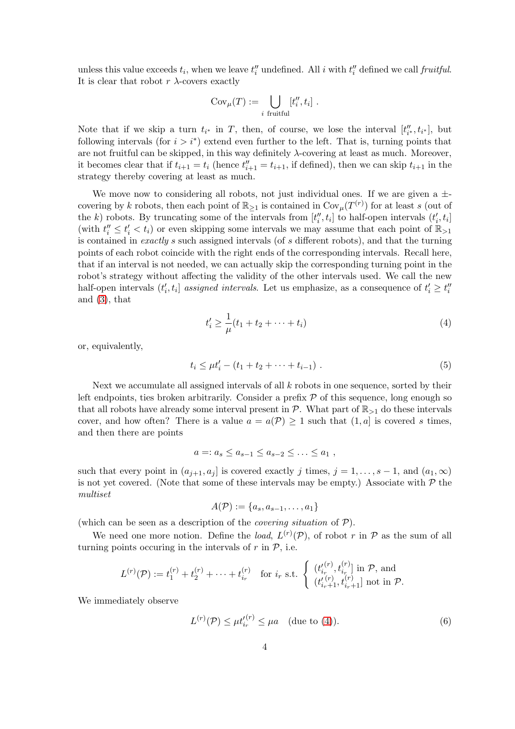unless this value exceeds $t_i$, when we leave $t''_i$ undefined. All $i$ with $t''_i$ defined we call *fruitful*. It is clear that robot $r$ $\lambda$-covers exactly

$$\mathrm{Cov}_\mu(T) := \bigcup_{i \text{ fruitful}} [t''_i, t_i] \ .$$

Note that if we skip a turn $t_{i^*}$ in $T$, then, of course, we lose the interval $[t''_{i^*}, t_{i^*}]$, but following intervals (for $i > i^*$) extend even further to the left. That is, turning points that are not fruitful can be skipped, in this way definitely $\lambda$-covering at least as much. Moreover, it becomes clear that if $t_{i+1} = t_i$ (hence $t''_{i+1} = t_{i+1}$, if defined), then we can skip $t_{i+1}$ in the strategy thereby covering at least as much.

We move now to considering all robots, not just individual ones. If we are given a $\pm$-covering by $k$ robots, then each point of $\mathbb{R}_{\geq 1}$ is contained in $\mathrm{Cov}_\mu(T^{(r)})$ for at least $s$ (out of the $k$) robots. By truncating some of the intervals from $[t''_i, t_i]$ to half-open intervals $(t'_i, t_i]$ (with $t''_i \leq t'_i < t_i$) or even skipping some intervals we may assume that each point of $\mathbb{R}_{>1}$ is contained in *exactly* $s$ such assigned intervals (of $s$ different robots), and that the turning points of each robot coincide with the right ends of the corresponding intervals. Recall here, that if an interval is not needed, we can actually skip the corresponding turning point in the robot's strategy without affecting the validity of the other intervals used. We call the new half-open intervals $(t'_i, t_i]$ *assigned intervals*. Let us emphasize, as a consequence of $t'_i \geq t''_i$ and (3), that

$$t'_i \geq \frac{1}{\mu}(t_1 + t_2 + \cdots + t_i) \tag{4}$$

or, equivalently,

$$t_i \leq \mu t'_i - (t_1 + t_2 + \cdots + t_{i-1}) \ . \tag{5}$$

Next we accumulate all assigned intervals of all $k$ robots in one sequence, sorted by their left endpoints, ties broken arbitrarily. Consider a prefix $\mathcal{P}$ of this sequence, long enough so that all robots have already some interval present in $\mathcal{P}$. What part of $\mathbb{R}_{>1}$ do these intervals cover, and how often? There is a value $a = a(\mathcal{P}) \geq 1$ such that $(1, a]$ is covered $s$ times, and then there are points

$$a =: a_s \leq a_{s-1} \leq a_{s-2} \leq \ldots \leq a_1 \ ,$$

such that every point in $(a_{j+1}, a_j]$ is covered exactly $j$ times, $j = 1, \ldots, s-1$, and $(a_1, \infty)$ is not yet covered. (Note that some of these intervals may be empty.) Associate with $\mathcal{P}$ the *multiset*

$$A(\mathcal{P}) := \{a_s, a_{s-1}, \ldots, a_1\}$$

(which can be seen as a description of the *covering situation* of $\mathcal{P}$).

We need one more notion. Define the *load*, $L^{(r)}(\mathcal{P})$, of robot $r$ in $\mathcal{P}$ as the sum of all turning points occuring in the intervals of $r$ in $\mathcal{P}$, i.e.

$$L^{(r)}(\mathcal{P}) := t_1^{(r)} + t_2^{(r)} + \cdots + t_{i_r}^{(r)} \quad \text{for } i_r \text{ s.t.} \left\{ \begin{array}{l} (t'^{(r)}_{i_r}, t^{(r)}_{i_r}] \text{ in } \mathcal{P}, \text{ and} \\ (t'^{(r)}_{i_r+1}, t^{(r)}_{i_r+1}] \text{ not in } \mathcal{P}. \end{array} \right.$$

We immediately observe

$$L^{(r)}(\mathcal{P}) \leq \mu t'^{(r)}_{i_r} \leq \mu a \quad \text{(due to (4))}. \tag{6}$$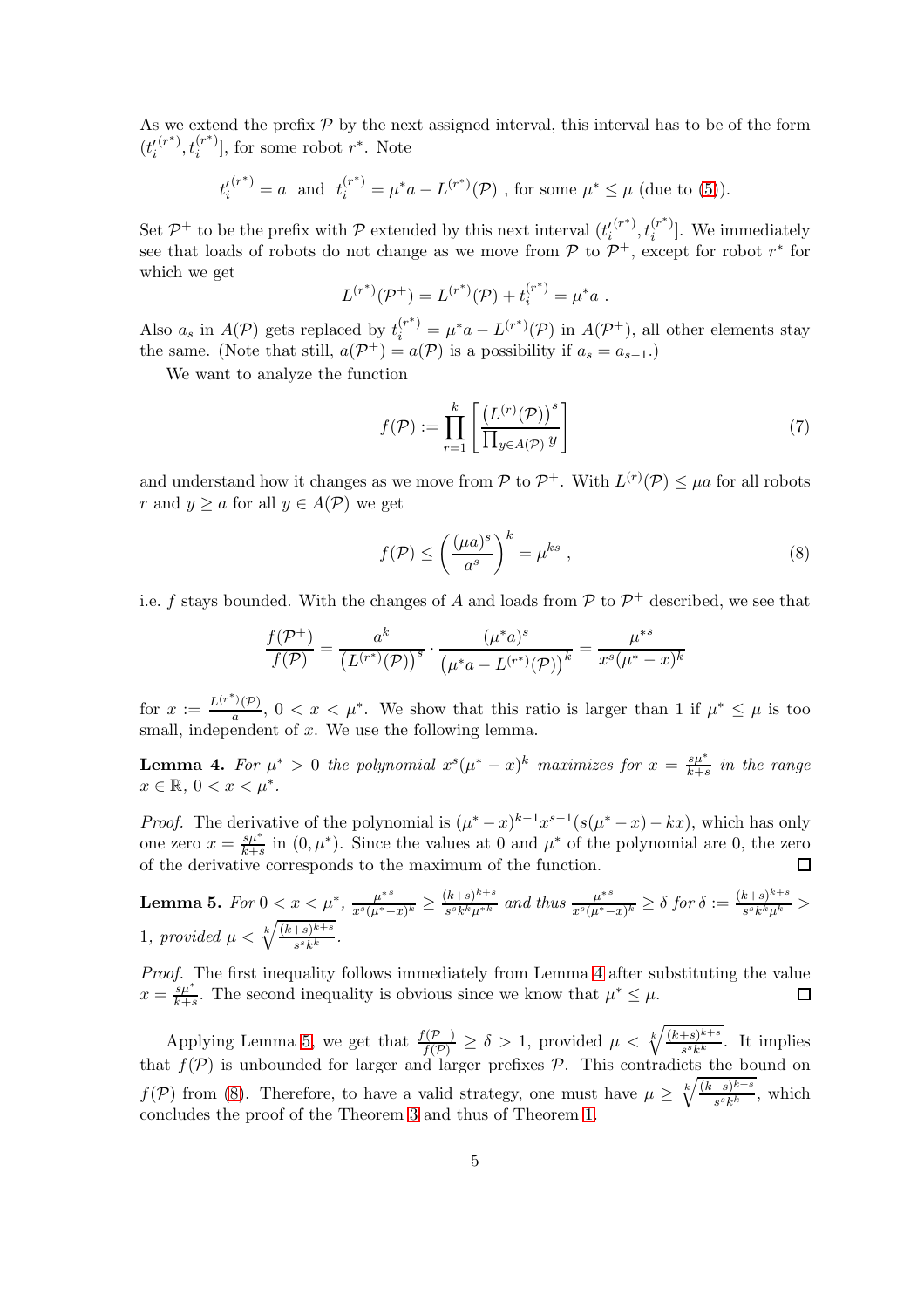As we extend the prefix $\mathcal{P}$ by the next assigned interval, this interval has to be of the form $(t_i'^{(r^*)}, t_i^{(r^*)}]$, for some robot $r^*$. Note

$$t_i'^{(r^*)} = a \quad \text{and} \quad t_i^{(r^*)} = \mu^* a - L^{(r^*)}(\mathcal{P}) \text{ , for some } \mu^* \leq \mu \text{ (due to (5)).}$$

Set $\mathcal{P}^+$ to be the prefix with $\mathcal{P}$ extended by this next interval $(t_i'^{(r^*)}, t_i^{(r^*)}]$. We immediately see that loads of robots do not change as we move from $\mathcal{P}$ to $\mathcal{P}^+$, except for robot $r^*$ for which we get

$$L^{(r^*)}(\mathcal{P}^+) = L^{(r^*)}(\mathcal{P}) + t_i^{(r^*)} = \mu^* a \ .$$

Also $a_s$ in $A(\mathcal{P})$ gets replaced by $t_i^{(r^*)} = \mu^* a - L^{(r^*)}(\mathcal{P})$ in $A(\mathcal{P}^+)$, all other elements stay the same. (Note that still, $a(\mathcal{P}^+) = a(\mathcal{P})$ is a possibility if $a_s = a_{s-1}$.)

We want to analyze the function

$$f(\mathcal{P}) := \prod_{r=1}^{k} \left[ \frac{\left(L^{(r)}(\mathcal{P})\right)^s}{\prod_{y \in A(\mathcal{P})} y} \right] \tag{7}$$

and understand how it changes as we move from $\mathcal{P}$ to $\mathcal{P}^+$. With $L^{(r)}(\mathcal{P}) \leq \mu a$ for all robots $r$ and $y \geq a$ for all $y \in A(\mathcal{P})$ we get

$$f(\mathcal{P}) \leq \left( \frac{(\mu a)^s}{a^s} \right)^k = \mu^{ks} \ , \tag{8}$$

i.e. $f$ stays bounded. With the changes of $A$ and loads from $\mathcal{P}$ to $\mathcal{P}^+$ described, we see that

$$\frac{f(\mathcal{P}^+)}{f(\mathcal{P})} = \frac{a^k}{\left(L^{(r^*)}(\mathcal{P})\right)^s} \cdot \frac{(\mu^* a)^s}{\left(\mu^* a - L^{(r^*)}(\mathcal{P})\right)^k} = \frac{\mu^{*s}}{x^s(\mu^* - x)^k}$$

for $x := \frac{L^{(r^*)}(\mathcal{P})}{a}$, $0 < x < \mu^*$. We show that this ratio is larger than 1 if $\mu^* \leq \mu$ is too small, independent of $x$. We use the following lemma.

**Lemma 4.** *For $\mu^* > 0$ the polynomial $x^s(\mu^* - x)^k$ maximizes for $x = \frac{s\mu^*}{k+s}$ in the range $x \in \mathbb{R}$, $0 < x < \mu^*$.*

*Proof.* The derivative of the polynomial is $(\mu^* - x)^{k-1} x^{s-1}(s(\mu^* - x) - kx)$, which has only one zero $x = \frac{s\mu^*}{k+s}$ in $(0, \mu^*)$. Since the values at 0 and $\mu^*$ of the polynomial are 0, the zero of the derivative corresponds to the maximum of the function. □

**Lemma 5.** *For $0 < x < \mu^*$, $\frac{\mu^{*s}}{x^s(\mu^* - x)^k} \geq \frac{(k+s)^{k+s}}{s^s k^k \mu^{*k}}$ and thus $\frac{\mu^{*s}}{x^s(\mu^* - x)^k} \geq \delta$ for $\delta := \frac{(k+s)^{k+s}}{s^s k^k \mu^k} > 1$, provided $\mu < \sqrt[k]{\frac{(k+s)^{k+s}}{s^s k^k}}$.*

*Proof.* The first inequality follows immediately from Lemma 4 after substituting the value $x = \frac{s\mu^*}{k+s}$. The second inequality is obvious since we know that $\mu^* \leq \mu$. □

Applying Lemma 5, we get that $\frac{f(\mathcal{P}^+)}{f(\mathcal{P})} \geq \delta > 1$, provided $\mu < \sqrt[k]{\frac{(k+s)^{k+s}}{s^s k^k}}$. It implies that $f(\mathcal{P})$ is unbounded for larger and larger prefixes $\mathcal{P}$. This contradicts the bound on $f(\mathcal{P})$ from (8). Therefore, to have a valid strategy, one must have $\mu \geq \sqrt[k]{\frac{(k+s)^{k+s}}{s^s k^k}}$, which concludes the proof of the Theorem 3 and thus of Theorem 1.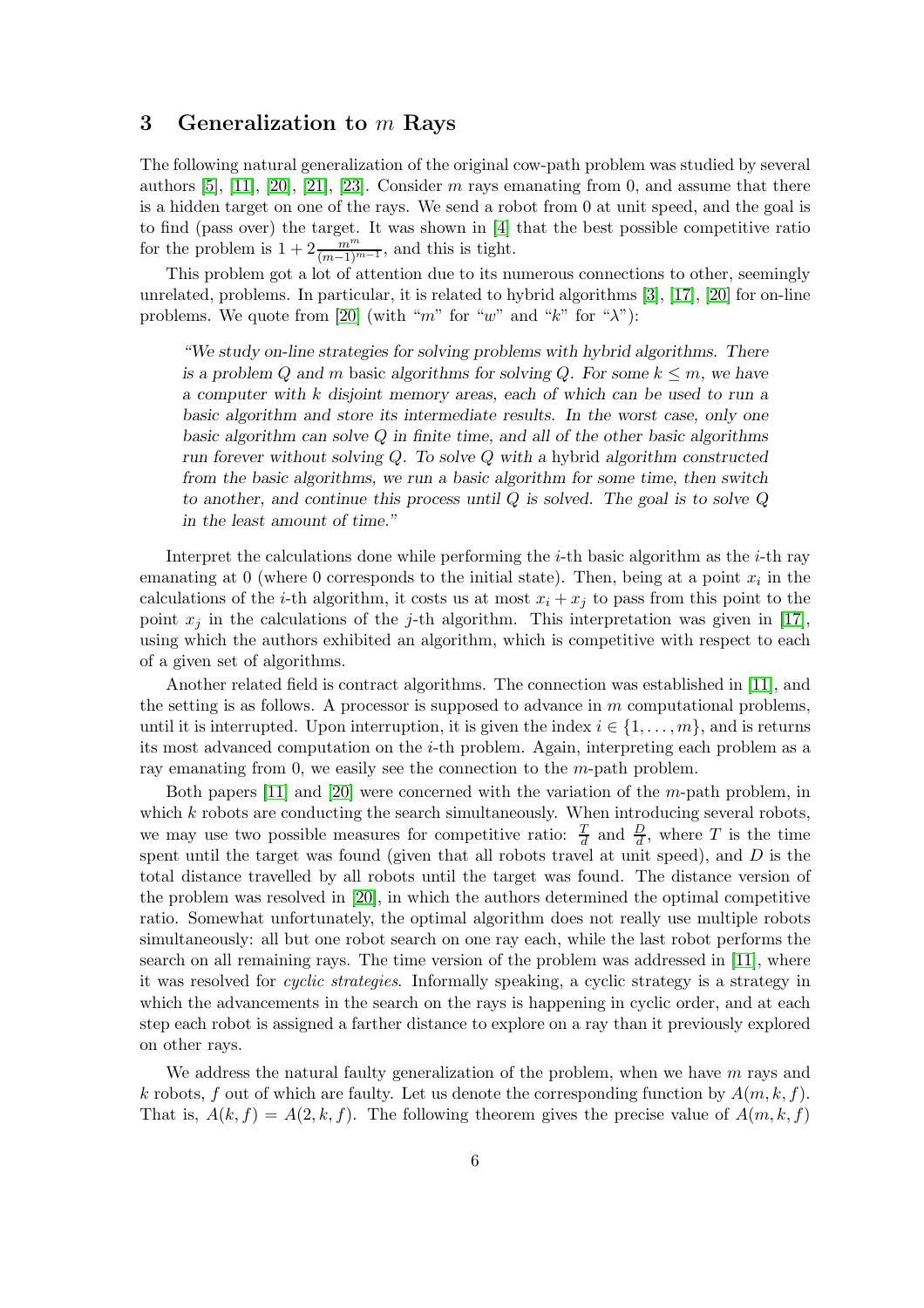## 3 Generalization to $m$ Rays

The following natural generalization of the original cow-path problem was studied by several authors [5], [11], [20], [21], [23]. Consider $m$ rays emanating from 0, and assume that there is a hidden target on one of the rays. We send a robot from 0 at unit speed, and the goal is to find (pass over) the target. It was shown in [4] that the best possible competitive ratio for the problem is $1 + 2\frac{m^m}{(m-1)^{m-1}}$, and this is tight.

This problem got a lot of attention due to its numerous connections to other, seemingly unrelated, problems. In particular, it is related to hybrid algorithms [3], [17], [20] for on-line problems. We quote from [20] (with "$m$" for "$w$" and "$k$" for "$\lambda$"):

> *"We study on-line strategies for solving problems with hybrid algorithms. There is a problem $Q$ and $m$ basic algorithms for solving $Q$. For some $k \leq m$, we have a computer with $k$ disjoint memory areas, each of which can be used to run a basic algorithm and store its intermediate results. In the worst case, only one basic algorithm can solve $Q$ in finite time, and all of the other basic algorithms run forever without solving $Q$. To solve $Q$ with a hybrid algorithm constructed from the basic algorithms, we run a basic algorithm for some time, then switch to another, and continue this process until $Q$ is solved. The goal is to solve $Q$ in the least amount of time."*

Interpret the calculations done while performing the $i$-th basic algorithm as the $i$-th ray emanating at 0 (where 0 corresponds to the initial state). Then, being at a point $x_i$ in the calculations of the $i$-th algorithm, it costs us at most $x_i + x_j$ to pass from this point to the point $x_j$ in the calculations of the $j$-th algorithm. This interpretation was given in [17], using which the authors exhibited an algorithm, which is competitive with respect to each of a given set of algorithms.

Another related field is contract algorithms. The connection was established in [11], and the setting is as follows. A processor is supposed to advance in $m$ computational problems, until it is interrupted. Upon interruption, it is given the index $i \in \{1, \ldots, m\}$, and is returns its most advanced computation on the $i$-th problem. Again, interpreting each problem as a ray emanating from 0, we easily see the connection to the $m$-path problem.

Both papers [11] and [20] were concerned with the variation of the $m$-path problem, in which $k$ robots are conducting the search simultaneously. When introducing several robots, we may use two possible measures for competitive ratio: $\frac{T}{d}$ and $\frac{D}{d}$, where $T$ is the time spent until the target was found (given that all robots travel at unit speed), and $D$ is the total distance travelled by all robots until the target was found. The distance version of the problem was resolved in [20], in which the authors determined the optimal competitive ratio. Somewhat unfortunately, the optimal algorithm does not really use multiple robots simultaneously: all but one robot search on one ray each, while the last robot performs the search on all remaining rays. The time version of the problem was addressed in [11], where it was resolved for *cyclic strategies*. Informally speaking, a cyclic strategy is a strategy in which the advancements in the search on the rays is happening in cyclic order, and at each step each robot is assigned a farther distance to explore on a ray than it previously explored on other rays.

We address the natural faulty generalization of the problem, when we have $m$ rays and $k$ robots, $f$ out of which are faulty. Let us denote the corresponding function by $A(m, k, f)$. That is, $A(k, f) = A(2, k, f)$. The following theorem gives the precise value of $A(m, k, f)$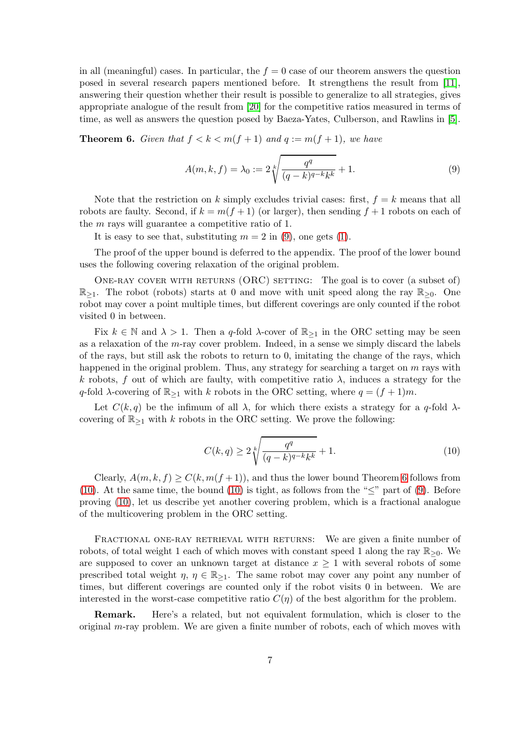in all (meaningful) cases. In particular, the $f = 0$ case of our theorem answers the question posed in several research papers mentioned before. It strengthens the result from [11], answering their question whether their result is possible to generalize to all strategies, gives appropriate analogue of the result from [20] for the competitive ratios measured in terms of time, as well as answers the question posed by Baeza-Yates, Culberson, and Rawlins in [5].

**Theorem 6.** *Given that $f < k < m(f+1)$ and $q := m(f+1)$, we have*

$$A(m,k,f) = \lambda_0 := 2\sqrt[k]{\frac{q^q}{(q-k)^{q-k}k^k}} + 1. \tag{9}$$

Note that the restriction on $k$ simply excludes trivial cases: first, $f = k$ means that all robots are faulty. Second, if $k = m(f+1)$ (or larger), then sending $f+1$ robots on each of the $m$ rays will guarantee a competitive ratio of 1.

It is easy to see that, substituting $m = 2$ in (9), one gets (1).

The proof of the upper bound is deferred to the appendix. The proof of the lower bound uses the following covering relaxation of the original problem.

One-ray cover with returns (ORC) setting: The goal is to cover (a subset of) $\mathbb{R}_{\geq 1}$. The robot (robots) starts at 0 and move with unit speed along the ray $\mathbb{R}_{\geq 0}$. One robot may cover a point multiple times, but different coverings are only counted if the robot visited 0 in between.

Fix $k \in \mathbb{N}$ and $\lambda > 1$. Then a $q$-fold $\lambda$-cover of $\mathbb{R}_{\geq 1}$ in the ORC setting may be seen as a relaxation of the $m$-ray cover problem. Indeed, in a sense we simply discard the labels of the rays, but still ask the robots to return to 0, imitating the change of the rays, which happened in the original problem. Thus, any strategy for searching a target on $m$ rays with $k$ robots, $f$ out of which are faulty, with competitive ratio $\lambda$, induces a strategy for the $q$-fold $\lambda$-covering of $\mathbb{R}_{\geq 1}$ with $k$ robots in the ORC setting, where $q = (f+1)m$.

Let $C(k,q)$ be the infimum of all $\lambda$, for which there exists a strategy for a $q$-fold $\lambda$-covering of $\mathbb{R}_{\geq 1}$ with $k$ robots in the ORC setting. We prove the following:

$$C(k,q) \geq 2\sqrt[k]{\frac{q^q}{(q-k)^{q-k}k^k}} + 1. \tag{10}$$

Clearly, $A(m,k,f) \geq C(k, m(f+1))$, and thus the lower bound Theorem 6 follows from (10). At the same time, the bound (10) is tight, as follows from the "$\leq$" part of (9). Before proving (10), let us describe yet another covering problem, which is a fractional analogue of the multicovering problem in the ORC setting.

Fractional one-ray retrieval with returns: We are given a finite number of robots, of total weight 1 each of which moves with constant speed 1 along the ray $\mathbb{R}_{\geq 0}$. We are supposed to cover an unknown target at distance $x \geq 1$ with several robots of some prescribed total weight $\eta$, $\eta \in \mathbb{R}_{\geq 1}$. The same robot may cover any point any number of times, but different coverings are counted only if the robot visits 0 in between. We are interested in the worst-case competitive ratio $C(\eta)$ of the best algorithm for the problem.

**Remark.** Here's a related, but not equivalent formulation, which is closer to the original $m$-ray problem. We are given a finite number of robots, each of which moves with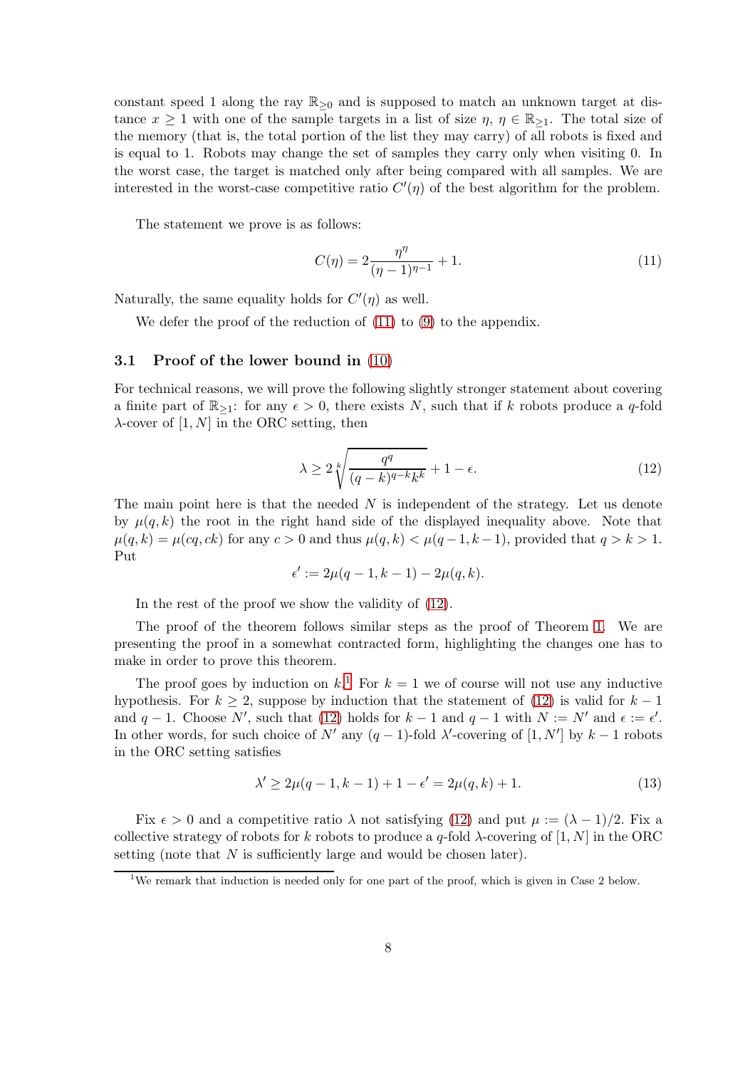constant speed 1 along the ray $\mathbb{R}_{\geq 0}$ and is supposed to match an unknown target at distance $x \geq 1$ with one of the sample targets in a list of size $\eta$, $\eta \in \mathbb{R}_{\geq 1}$. The total size of the memory (that is, the total portion of the list they may carry) of all robots is fixed and is equal to 1. Robots may change the set of samples they carry only when visiting 0. In the worst case, the target is matched only after being compared with all samples. We are interested in the worst-case competitive ratio $C'(\eta)$ of the best algorithm for the problem.

The statement we prove is as follows:

$$C(\eta) = 2\frac{\eta^\eta}{(\eta-1)^{\eta-1}} + 1. \tag{11}$$

Naturally, the same equality holds for $C'(\eta)$ as well.

We defer the proof of the reduction of (11) to (9) to the appendix.

### 3.1 Proof of the lower bound in (10)

For technical reasons, we will prove the following slightly stronger statement about covering a finite part of $\mathbb{R}_{\geq 1}$: for any $\epsilon > 0$, there exists $N$, such that if $k$ robots produce a $q$-fold $\lambda$-cover of $[1, N]$ in the ORC setting, then

$$\lambda \geq 2\sqrt[k]{\frac{q^q}{(q-k)^{q-k}k^k}} + 1 - \epsilon. \tag{12}$$

The main point here is that the needed $N$ is independent of the strategy. Let us denote by $\mu(q,k)$ the root in the right hand side of the displayed inequality above. Note that $\mu(q,k) = \mu(cq, ck)$ for any $c > 0$ and thus $\mu(q,k) < \mu(q-1, k-1)$, provided that $q > k > 1$. Put

$$\epsilon' := 2\mu(q-1, k-1) - 2\mu(q,k).$$

In the rest of the proof we show the validity of (12).

The proof of the theorem follows similar steps as the proof of Theorem 1. We are presenting the proof in a somewhat contracted form, highlighting the changes one has to make in order to prove this theorem.

The proof goes by induction on $k$.[1] For $k = 1$ we of course will not use any inductive hypothesis. For $k \geq 2$, suppose by induction that the statement of (12) is valid for $k-1$ and $q-1$. Choose $N'$, such that (12) holds for $k-1$ and $q-1$ with $N := N'$ and $\epsilon := \epsilon'$. In other words, for such choice of $N'$ any $(q-1)$-fold $\lambda'$-covering of $[1, N']$ by $k-1$ robots in the ORC setting satisfies

$$\lambda' \geq 2\mu(q-1, k-1) + 1 - \epsilon' = 2\mu(q,k) + 1. \tag{13}$$

Fix $\epsilon > 0$ and a competitive ratio $\lambda$ not satisfying (12) and put $\mu := (\lambda - 1)/2$. Fix a collective strategy of robots for $k$ robots to produce a $q$-fold $\lambda$-covering of $[1, N]$ in the ORC setting (note that $N$ is sufficiently large and would be chosen later).

[1] We remark that induction is needed only for one part of the proof, which is given in Case 2 below.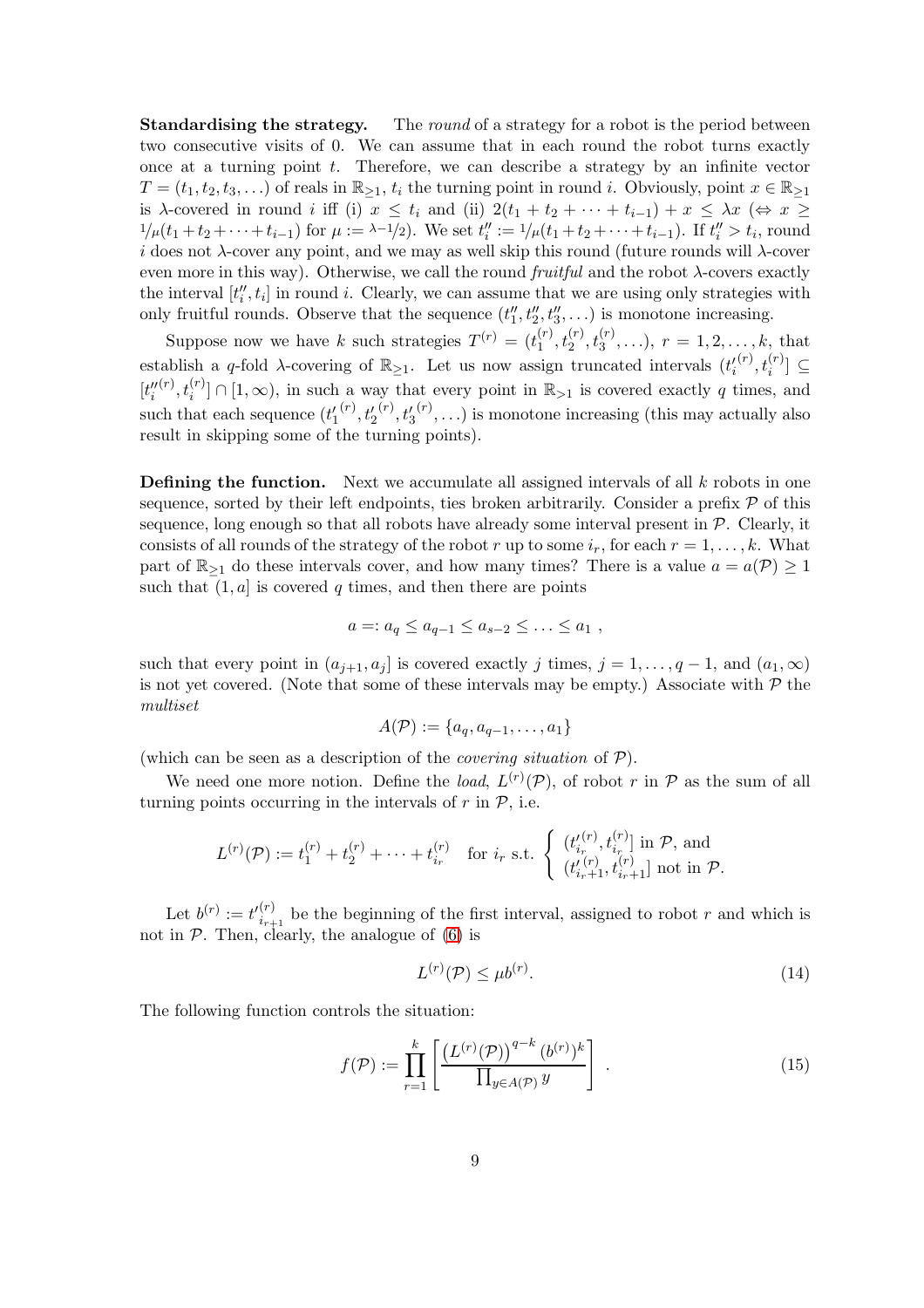**Standardising the strategy.** The *round* of a strategy for a robot is the period between two consecutive visits of 0. We can assume that in each round the robot turns exactly once at a turning point $t$. Therefore, we can describe a strategy by an infinite vector $T = (t_1, t_2, t_3, \ldots)$ of reals in $\mathbb{R}_{\geq 1}$, $t_i$ the turning point in round $i$. Obviously, point $x \in \mathbb{R}_{\geq 1}$ is $\lambda$-covered in round $i$ iff (i) $x \leq t_i$ and (ii) $2(t_1 + t_2 + \cdots + t_{i-1}) + x \leq \lambda x$ ($\Leftrightarrow x \geq {}^1\!/\!_\mu(t_1 + t_2 + \cdots + t_{i-1})$ for $\mu := {}^{\lambda-1}\!/\!_2$). We set $t''_i := {}^1\!/\!_\mu(t_1 + t_2 + \cdots + t_{i-1})$. If $t''_i > t_i$, round $i$ does not $\lambda$-cover any point, and we may as well skip this round (future rounds will $\lambda$-cover even more in this way). Otherwise, we call the round *fruitful* and the robot $\lambda$-covers exactly the interval $[t''_i, t_i]$ in round $i$. Clearly, we can assume that we are using only strategies with only fruitful rounds. Observe that the sequence $(t''_1, t''_2, t''_3, \ldots)$ is monotone increasing.

Suppose now we have $k$ such strategies $T^{(r)} = (t_1^{(r)}, t_2^{(r)}, t_3^{(r)}, \ldots)$, $r = 1, 2, \ldots, k$, that establish a $q$-fold $\lambda$-covering of $\mathbb{R}_{\geq 1}$. Let us now assign truncated intervals $({t'_i}^{(r)}, t_i^{(r)}] \subseteq [{t''_i}^{(r)}, t_i^{(r)}] \cap [1, \infty)$, in such a way that every point in $\mathbb{R}_{>1}$ is covered exactly $q$ times, and such that each sequence $({t'_1}^{(r)}, {t'_2}^{(r)}, {t'_3}^{(r)}, \ldots)$ is monotone increasing (this may actually also result in skipping some of the turning points).

**Defining the function.** Next we accumulate all assigned intervals of all $k$ robots in one sequence, sorted by their left endpoints, ties broken arbitrarily. Consider a prefix $\mathcal{P}$ of this sequence, long enough so that all robots have already some interval present in $\mathcal{P}$. Clearly, it consists of all rounds of the strategy of the robot $r$ up to some $i_r$, for each $r = 1, \ldots, k$. What part of $\mathbb{R}_{\geq 1}$ do these intervals cover, and how many times? There is a value $a = a(\mathcal{P}) \geq 1$ such that $(1, a]$ is covered $q$ times, and then there are points

$$a =: a_q \leq a_{q-1} \leq a_{s-2} \leq \ldots \leq a_1 \ ,$$

such that every point in $(a_{j+1}, a_j]$ is covered exactly $j$ times, $j = 1, \ldots, q-1$, and $(a_1, \infty)$ is not yet covered. (Note that some of these intervals may be empty.) Associate with $\mathcal{P}$ the *multiset*

$$A(\mathcal{P}) := \{a_q, a_{q-1}, \ldots, a_1\}$$

(which can be seen as a description of the *covering situation* of $\mathcal{P}$).

We need one more notion. Define the *load*, $L^{(r)}(\mathcal{P})$, of robot $r$ in $\mathcal{P}$ as the sum of all turning points occurring in the intervals of $r$ in $\mathcal{P}$, i.e.

$$L^{(r)}(\mathcal{P}) := t_1^{(r)} + t_2^{(r)} + \cdots + t_{i_r}^{(r)} \quad \text{for } i_r \text{ s.t.} \begin{cases} ({t'}_{i_r}^{(r)}, t_{i_r}^{(r)}] \text{ in } \mathcal{P}, \text{ and} \\ ({t'}_{i_r+1}^{(r)}, t_{i_r+1}^{(r)}] \text{ not in } \mathcal{P}. \end{cases}$$

Let $b^{(r)} := {t'}_{i_{r+1}}^{(r)}$ be the beginning of the first interval, assigned to robot $r$ and which is not in $\mathcal{P}$. Then, clearly, the analogue of (6) is

$$L^{(r)}(\mathcal{P}) \leq \mu b^{(r)}. \tag{14}$$

The following function controls the situation:

$$f(\mathcal{P}) := \prod_{r=1}^{k} \left[ \frac{\left(L^{(r)}(\mathcal{P})\right)^{q-k} (b^{(r)})^k}{\prod_{y \in A(\mathcal{P})} y} \right] . \tag{15}$$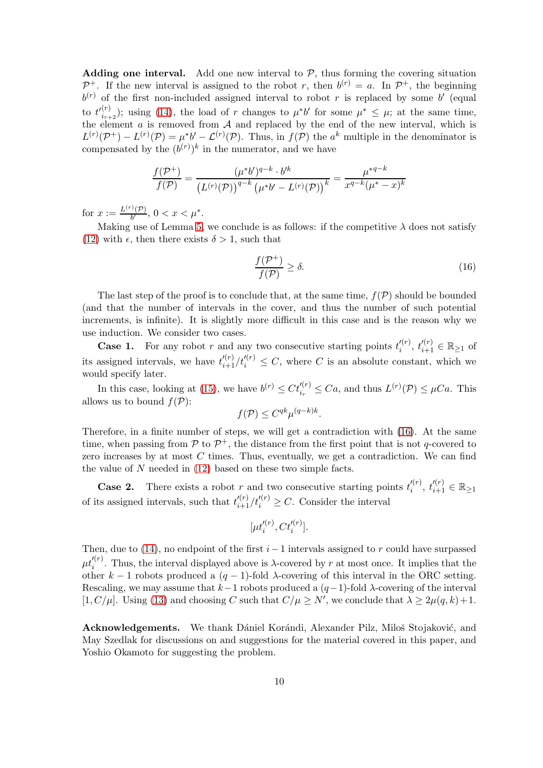**Adding one interval.** Add one new interval to $\mathcal{P}$, thus forming the covering situation $\mathcal{P}^+$. If the new interval is assigned to the robot $r$, then $b^{(r)} = a$. In $\mathcal{P}^+$, the beginning $b^{(r)}$ of the first non-included assigned interval to robot $r$ is replaced by some $b'$ (equal to $t'^{(r)}_{i_r+2}$); using (14), the load of $r$ changes to $\mu^* b'$ for some $\mu^* \leq \mu$; at the same time, the element $a$ is removed from $\mathcal{A}$ and replaced by the end of the new interval, which is $L^{(r)}(\mathcal{P}^+) - L^{(r)}(\mathcal{P}) = \mu^* b' - \mathcal{L}^{(r)}(\mathcal{P})$. Thus, in $f(\mathcal{P})$ the $a^k$ multiple in the denominator is compensated by the $(b^{(r)})^k$ in the numerator, and we have

$$\frac{f(\mathcal{P}^+)}{f(\mathcal{P})} = \frac{(\mu^* b')^{q-k} \cdot b'^k}{\left(L^{(r)}(\mathcal{P})\right)^{q-k} \left(\mu^* b' - L^{(r)}(\mathcal{P})\right)^k} = \frac{{\mu^*}^{q-k}}{x^{q-k}(\mu^* - x)^k}$$

for $x := \frac{L^{(r)}(\mathcal{P})}{b'}$, $0 < x < \mu^*$.

Making use of Lemma 5, we conclude is as follows: if the competitive $\lambda$ does not satisfy (12) with $\epsilon$, then there exists $\delta > 1$, such that

$$\frac{f(\mathcal{P}^+)}{f(\mathcal{P})} \geq \delta. \tag{16}$$

The last step of the proof is to conclude that, at the same time, $f(\mathcal{P})$ should be bounded (and that the number of intervals in the cover, and thus the number of such potential increments, is infinite). It is slightly more difficult in this case and is the reason why we use induction. We consider two cases.

**Case 1.** For any robot $r$ and any two consecutive starting points $t'^{(r)}_i$, $t'^{(r)}_{i+1} \in \mathbb{R}_{\geq 1}$ of its assigned intervals, we have $t'^{(r)}_{i+1}/t'^{(r)}_i \leq C$, where $C$ is an absolute constant, which we would specify later.

In this case, looking at (15), we have $b^{(r)} \leq C t'^{(r)}_{i_r} \leq Ca$, and thus $L^{(r)}(\mathcal{P}) \leq \mu C a$. This allows us to bound $f(\mathcal{P})$:

$$f(\mathcal{P}) \leq C^{qk} \mu^{(q-k)k}.$$

Therefore, in a finite number of steps, we will get a contradiction with (16). At the same time, when passing from $\mathcal{P}$ to $\mathcal{P}^+$, the distance from the first point that is not $q$-covered to zero increases by at most $C$ times. Thus, eventually, we get a contradiction. We can find the value of $N$ needed in (12) based on these two simple facts.

**Case 2.** There exists a robot $r$ and two consecutive starting points $t'^{(r)}_i$, $t'^{(r)}_{i+1} \in \mathbb{R}_{\geq 1}$ of its assigned intervals, such that $t'^{(r)}_{i+1}/t'^{(r)}_i \geq C$. Consider the interval

$$[\mu t'^{(r)}_i, C t'^{(r)}_i].$$

Then, due to (14), no endpoint of the first $i-1$ intervals assigned to $r$ could have surpassed $\mu t'^{(r)}_i$. Thus, the interval displayed above is $\lambda$-covered by $r$ at most once. It implies that the other $k-1$ robots produced a $(q-1)$-fold $\lambda$-covering of this interval in the ORC setting. Rescaling, we may assume that $k-1$ robots produced a $(q-1)$-fold $\lambda$-covering of the interval $[1, C/\mu]$. Using (13) and choosing $C$ such that $C/\mu \geq N'$, we conclude that $\lambda \geq 2\mu(q,k)+1$.

**Acknowledgements.** We thank Dániel Korándi, Alexander Pilz, Miloš Stojaković, and May Szedlak for discussions on and suggestions for the material covered in this paper, and Yoshio Okamoto for suggesting the problem.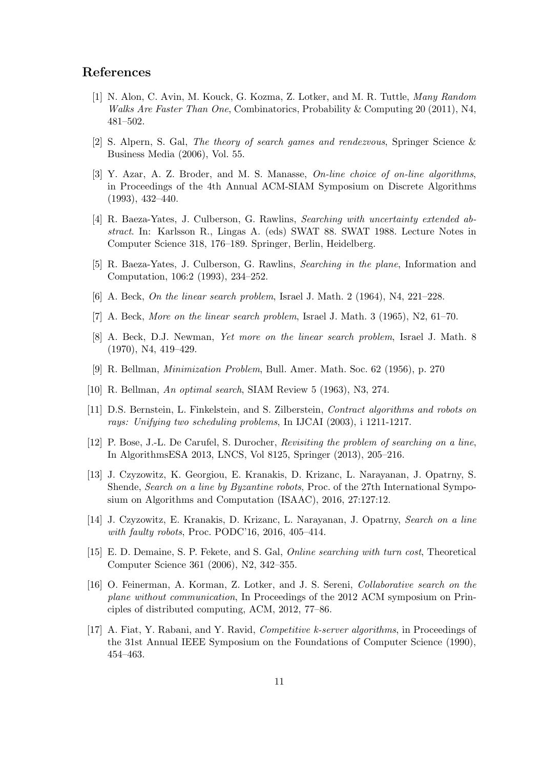## References

[1] N. Alon, C. Avin, M. Kouck, G. Kozma, Z. Lotker, and M. R. Tuttle, *Many Random Walks Are Faster Than One*, Combinatorics, Probability & Computing 20 (2011), N4, 481–502.

[2] S. Alpern, S. Gal, *The theory of search games and rendezvous*, Springer Science & Business Media (2006), Vol. 55.

[3] Y. Azar, A. Z. Broder, and M. S. Manasse, *On-line choice of on-line algorithms*, in Proceedings of the 4th Annual ACM-SIAM Symposium on Discrete Algorithms (1993), 432–440.

[4] R. Baeza-Yates, J. Culberson, G. Rawlins, *Searching with uncertainty extended abstract*. In: Karlsson R., Lingas A. (eds) SWAT 88. SWAT 1988. Lecture Notes in Computer Science 318, 176–189. Springer, Berlin, Heidelberg.

[5] R. Baeza-Yates, J. Culberson, G. Rawlins, *Searching in the plane*, Information and Computation, 106:2 (1993), 234–252.

[6] A. Beck, *On the linear search problem*, Israel J. Math. 2 (1964), N4, 221–228.

[7] A. Beck, *More on the linear search problem*, Israel J. Math. 3 (1965), N2, 61–70.

[8] A. Beck, D.J. Newman, *Yet more on the linear search problem*, Israel J. Math. 8 (1970), N4, 419–429.

[9] R. Bellman, *Minimization Problem*, Bull. Amer. Math. Soc. 62 (1956), p. 270

[10] R. Bellman, *An optimal search*, SIAM Review 5 (1963), N3, 274.

[11] D.S. Bernstein, L. Finkelstein, and S. Zilberstein, *Contract algorithms and robots on rays: Unifying two scheduling problems*, In IJCAI (2003), i 1211-1217.

[12] P. Bose, J.-L. De Carufel, S. Durocher, *Revisiting the problem of searching on a line*, In AlgorithmsESA 2013, LNCS, Vol 8125, Springer (2013), 205–216.

[13] J. Czyzowitz, K. Georgiou, E. Kranakis, D. Krizanc, L. Narayanan, J. Opatrny, S. Shende, *Search on a line by Byzantine robots*, Proc. of the 27th International Symposium on Algorithms and Computation (ISAAC), 2016, 27:127:12.

[14] J. Czyzowitz, E. Kranakis, D. Krizanc, L. Narayanan, J. Opatrny, *Search on a line with faulty robots*, Proc. PODC'16, 2016, 405–414.

[15] E. D. Demaine, S. P. Fekete, and S. Gal, *Online searching with turn cost*, Theoretical Computer Science 361 (2006), N2, 342–355.

[16] O. Feinerman, A. Korman, Z. Lotker, and J. S. Sereni, *Collaborative search on the plane without communication*, In Proceedings of the 2012 ACM symposium on Principles of distributed computing, ACM, 2012, 77–86.

[17] A. Fiat, Y. Rabani, and Y. Ravid, *Competitive k-server algorithms*, in Proceedings of the 31st Annual IEEE Symposium on the Foundations of Computer Science (1990), 454–463.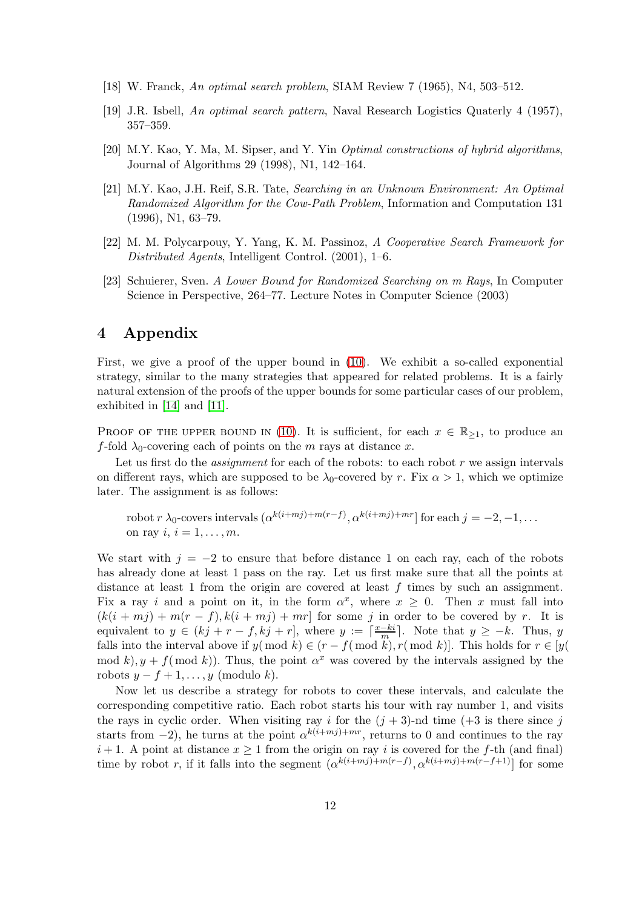[18] W. Franck, *An optimal search problem*, SIAM Review 7 (1965), N4, 503–512.

[19] J.R. Isbell, *An optimal search pattern*, Naval Research Logistics Quaterly 4 (1957), 357–359.

[20] M.Y. Kao, Y. Ma, M. Sipser, and Y. Yin *Optimal constructions of hybrid algorithms*, Journal of Algorithms 29 (1998), N1, 142–164.

[21] M.Y. Kao, J.H. Reif, S.R. Tate, *Searching in an Unknown Environment: An Optimal Randomized Algorithm for the Cow-Path Problem*, Information and Computation 131 (1996), N1, 63–79.

[22] M. M. Polycarpouy, Y. Yang, K. M. Passinoz, *A Cooperative Search Framework for Distributed Agents*, Intelligent Control. (2001), 1–6.

[23] Schuierer, Sven. *A Lower Bound for Randomized Searching on m Rays*, In Computer Science in Perspective, 264–77. Lecture Notes in Computer Science (2003)

## 4 Appendix

First, we give a proof of the upper bound in (10). We exhibit a so-called exponential strategy, similar to the many strategies that appeared for related problems. It is a fairly natural extension of the proofs of the upper bounds for some particular cases of our problem, exhibited in [14] and [11].

Proof of the upper bound in (10). It is sufficient, for each $x \in \mathbb{R}_{\geq 1}$, to produce an $f$-fold $\lambda_0$-covering each of points on the $m$ rays at distance $x$.

Let us first do the *assignment* for each of the robots: to each robot $r$ we assign intervals on different rays, which are supposed to be $\lambda_0$-covered by $r$. Fix $\alpha > 1$, which we optimize later. The assignment is as follows:

robot $r$ $\lambda_0$-covers intervals $(\alpha^{k(i+mj)+m(r-f)}, \alpha^{k(i+mj)+mr}]$ for each $j = -2, -1, \ldots$ on ray $i$, $i = 1, \ldots, m$.

We start with $j = -2$ to ensure that before distance 1 on each ray, each of the robots has already done at least 1 pass on the ray. Let us first make sure that all the points at distance at least 1 from the origin are covered at least $f$ times by such an assignment. Fix a ray $i$ and a point on it, in the form $\alpha^x$, where $x \geq 0$. Then $x$ must fall into $(k(i+mj) + m(r-f), k(i+mj) + mr]$ for some $j$ in order to be covered by $r$. It is equivalent to $y \in (kj + r - f, kj + r]$, where $y := \lceil \frac{x-ki}{m} \rceil$. Note that $y \geq -k$. Thus, $y$ falls into the interval above if $y (\bmod k) \in (r - f (\bmod k), r (\bmod k)]$. This holds for $r \in [y(\bmod k), y + f (\bmod k))$. Thus, the point $\alpha^x$ was covered by the intervals assigned by the robots $y - f + 1, \ldots, y$ (modulo $k$).

Now let us describe a strategy for robots to cover these intervals, and calculate the corresponding competitive ratio. Each robot starts his tour with ray number 1, and visits the rays in cyclic order. When visiting ray $i$ for the $(j+3)$-nd time ($+3$ is there since $j$ starts from $-2$), he turns at the point $\alpha^{k(i+mj)+mr}$, returns to 0 and continues to the ray $i+1$. A point at distance $x \geq 1$ from the origin on ray $i$ is covered for the $f$-th (and final) time by robot $r$, if it falls into the segment $(\alpha^{k(i+mj)+m(r-f)}, \alpha^{k(i+mj)+m(r-f+1)}]$ for some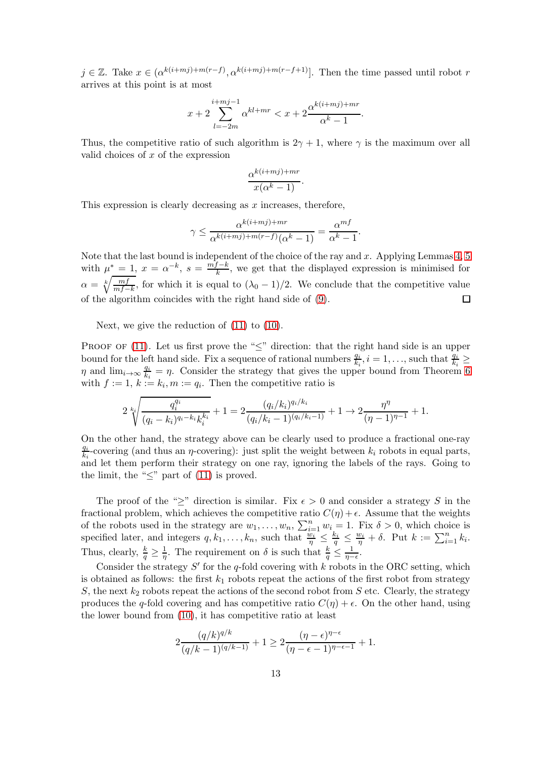$j \in \mathbb{Z}$. Take $x \in (\alpha^{k(i+mj)+m(r-f)}, \alpha^{k(i+mj)+m(r-f+1)}]$. Then the time passed until robot $r$ arrives at this point is at most

$$x + 2\sum_{l=-2m}^{i+mj-1} \alpha^{kl+mr} < x + 2\frac{\alpha^{k(i+mj)+mr}}{\alpha^k - 1}.$$

Thus, the competitive ratio of such algorithm is $2\gamma + 1$, where $\gamma$ is the maximum over all valid choices of $x$ of the expression

$$\frac{\alpha^{k(i+mj)+mr}}{x(\alpha^k - 1)}.$$

This expression is clearly decreasing as $x$ increases, therefore,

$$\gamma \leq \frac{\alpha^{k(i+mj)+mr}}{\alpha^{k(i+mj)+m(r-f)}(\alpha^k - 1)} = \frac{\alpha^{mf}}{\alpha^k - 1}.$$

Note that the last bound is independent of the choice of the ray and $x$. Applying Lemmas 4, 5 with $\mu^* = 1$, $x = \alpha^{-k}$, $s = \frac{mf-k}{k}$, we get that the displayed expression is minimised for $\alpha = \sqrt[k]{\frac{mf}{mf-k}}$, for which it is equal to $(\lambda_0 - 1)/2$. We conclude that the competitive value of the algorithm coincides with the right hand side of (9). $\square$

Next, we give the reduction of (11) to (10).

Proof of (11). Let us first prove the "$\leq$" direction: that the right hand side is an upper bound for the left hand side. Fix a sequence of rational numbers $\frac{q_i}{k_i}, i = 1, \ldots,$ such that $\frac{q_i}{k_i} \geq \eta$ and $\lim_{i\to\infty} \frac{q_i}{k_i} = \eta$. Consider the strategy that gives the upper bound from Theorem 6 with $f := 1$, $k := k_i, m := q_i$. Then the competitive ratio is

$$2\sqrt[k_i]{\frac{q_i^{q_i}}{(q_i - k_i)^{q_i - k_i} k_i^{k_i}}} + 1 = 2\frac{(q_i/k_i)^{q_i/k_i}}{(q_i/k_i - 1)^{(q_i/k_i - 1)}} + 1 \to 2\frac{\eta^\eta}{(\eta - 1)^{\eta - 1}} + 1.$$

On the other hand, the strategy above can be clearly used to produce a fractional one-ray $\frac{q_i}{k_i}$-covering (and thus an $\eta$-covering): just split the weight between $k_i$ robots in equal parts, and let them perform their strategy on one ray, ignoring the labels of the rays. Going to the limit, the "$\leq$" part of (11) is proved.

The proof of the "$\geq$" direction is similar. Fix $\epsilon > 0$ and consider a strategy $S$ in the fractional problem, which achieves the competitive ratio $C(\eta) + \epsilon$. Assume that the weights of the robots used in the strategy are $w_1, \ldots, w_n$, $\sum_{i=1}^n w_i = 1$. Fix $\delta > 0$, which choice is specified later, and integers $q, k_1, \ldots, k_n$, such that $\frac{w_i}{\eta} \leq \frac{k_i}{q} \leq \frac{w_i}{\eta} + \delta$. Put $k := \sum_{i=1}^n k_i$. Thus, clearly, $\frac{k}{q} \geq \frac{1}{\eta}$. The requirement on $\delta$ is such that $\frac{k}{q} \leq \frac{1}{\eta - \epsilon}$.

Consider the strategy $S'$ for the $q$-fold covering with $k$ robots in the ORC setting, which is obtained as follows: the first $k_1$ robots repeat the actions of the first robot from strategy $S$, the next $k_2$ robots repeat the actions of the second robot from $S$ etc. Clearly, the strategy produces the $q$-fold covering and has competitive ratio $C(\eta) + \epsilon$. On the other hand, using the lower bound from (10), it has competitive ratio at least

$$2\frac{(q/k)^{q/k}}{(q/k - 1)^{(q/k-1)}} + 1 \geq 2\frac{(\eta - \epsilon)^{\eta - \epsilon}}{(\eta - \epsilon - 1)^{\eta - \epsilon - 1}} + 1.$$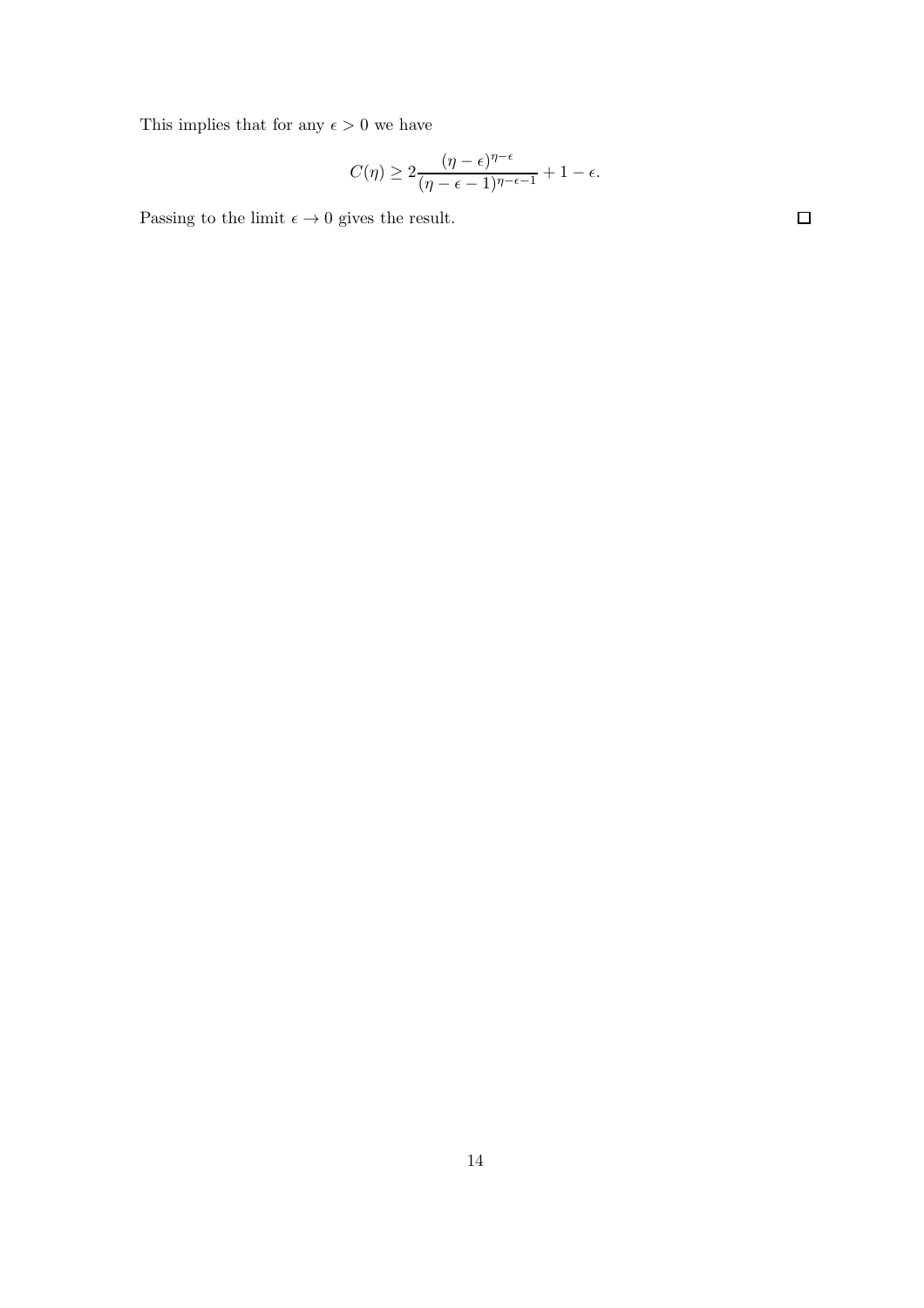This implies that for any $\epsilon > 0$ we have

$$C(\eta) \geq 2\frac{(\eta - \epsilon)^{\eta - \epsilon}}{(\eta - \epsilon - 1)^{\eta - \epsilon - 1}} + 1 - \epsilon.$$

Passing to the limit $\epsilon \to 0$ gives the result. $\square$